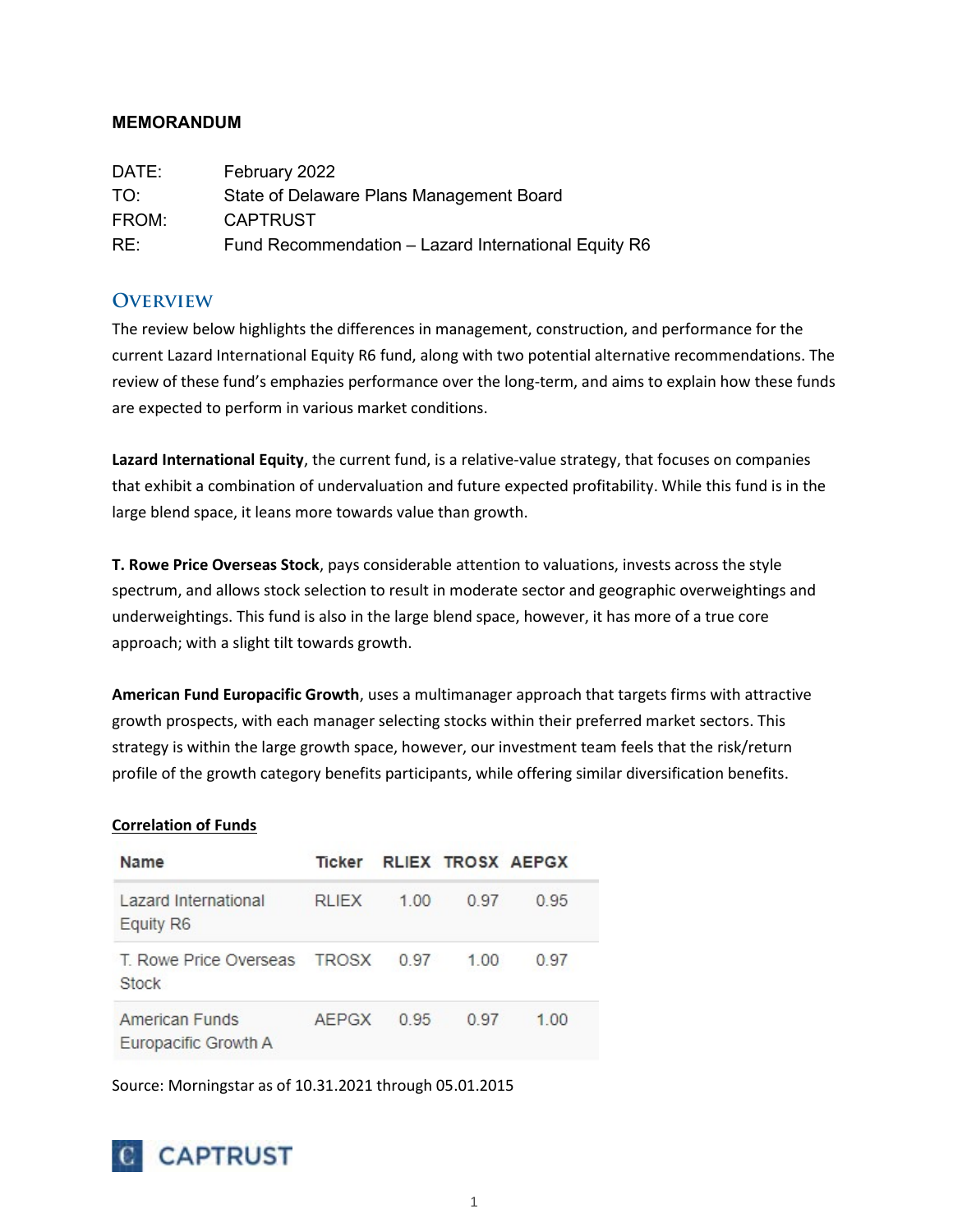**MEMORANDUM**

| | |
|---|---|
| DATE: | February 2022 |
| TO: | State of Delaware Plans Management Board |
| FROM: | CAPTRUST |
| RE: | Fund Recommendation – Lazard International Equity R6 |

## Overview

The review below highlights the differences in management, construction, and performance for the current Lazard International Equity R6 fund, along with two potential alternative recommendations. The review of these fund's emphazies performance over the long-term, and aims to explain how these funds are expected to perform in various market conditions.

**Lazard International Equity**, the current fund, is a relative-value strategy, that focuses on companies that exhibit a combination of undervaluation and future expected profitability. While this fund is in the large blend space, it leans more towards value than growth.

**T. Rowe Price Overseas Stock**, pays considerable attention to valuations, invests across the style spectrum, and allows stock selection to result in moderate sector and geographic overweightings and underweightings. This fund is also in the large blend space, however, it has more of a true core approach; with a slight tilt towards growth.

**American Fund Europacific Growth**, uses a multimanager approach that targets firms with attractive growth prospects, with each manager selecting stocks within their preferred market sectors. This strategy is within the large growth space, however, our investment team feels that the risk/return profile of the growth category benefits participants, while offering similar diversification benefits.

**Correlation of Funds**

| Name | Ticker | RLIEX | TROSX | AEPGX |
|---|---|---|---|---|
| Lazard International Equity R6 | RLIEX | 1.00 | 0.97 | 0.95 |
| T. Rowe Price Overseas Stock | TROSX | 0.97 | 1.00 | 0.97 |
| American Funds Europacific Growth A | AEPGX | 0.95 | 0.97 | 1.00 |

Source: Morningstar as of 10.31.2021 through 05.01.2015

CAPTRUST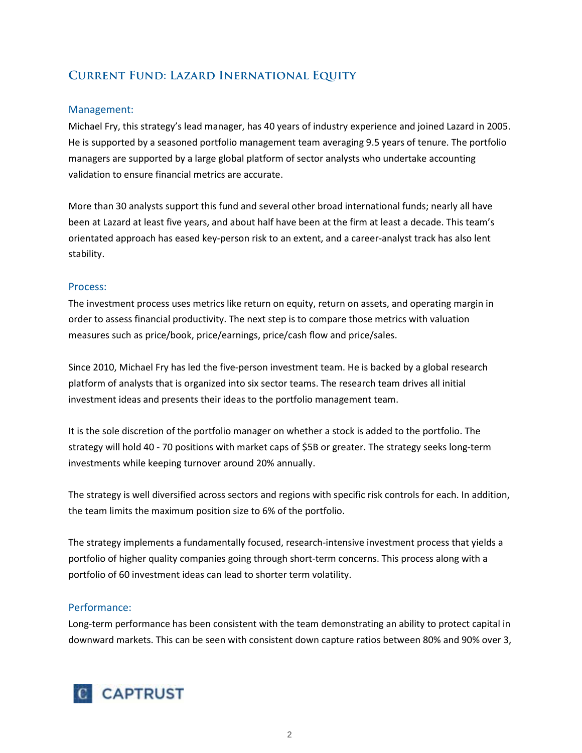## Current Fund: Lazard Inernational Equity

### Management:

Michael Fry, this strategy's lead manager, has 40 years of industry experience and joined Lazard in 2005. He is supported by a seasoned portfolio management team averaging 9.5 years of tenure. The portfolio managers are supported by a large global platform of sector analysts who undertake accounting validation to ensure financial metrics are accurate.

More than 30 analysts support this fund and several other broad international funds; nearly all have been at Lazard at least five years, and about half have been at the firm at least a decade. This team's orientated approach has eased key-person risk to an extent, and a career-analyst track has also lent stability.

### Process:

The investment process uses metrics like return on equity, return on assets, and operating margin in order to assess financial productivity. The next step is to compare those metrics with valuation measures such as price/book, price/earnings, price/cash flow and price/sales.

Since 2010, Michael Fry has led the five-person investment team. He is backed by a global research platform of analysts that is organized into six sector teams. The research team drives all initial investment ideas and presents their ideas to the portfolio management team.

It is the sole discretion of the portfolio manager on whether a stock is added to the portfolio. The strategy will hold 40 - 70 positions with market caps of $5B or greater. The strategy seeks long-term investments while keeping turnover around 20% annually.

The strategy is well diversified across sectors and regions with specific risk controls for each. In addition, the team limits the maximum position size to 6% of the portfolio.

The strategy implements a fundamentally focused, research-intensive investment process that yields a portfolio of higher quality companies going through short-term concerns. This process along with a portfolio of 60 investment ideas can lead to shorter term volatility.

### Performance:

Long-term performance has been consistent with the team demonstrating an ability to protect capital in downward markets. This can be seen with consistent down capture ratios between 80% and 90% over 3,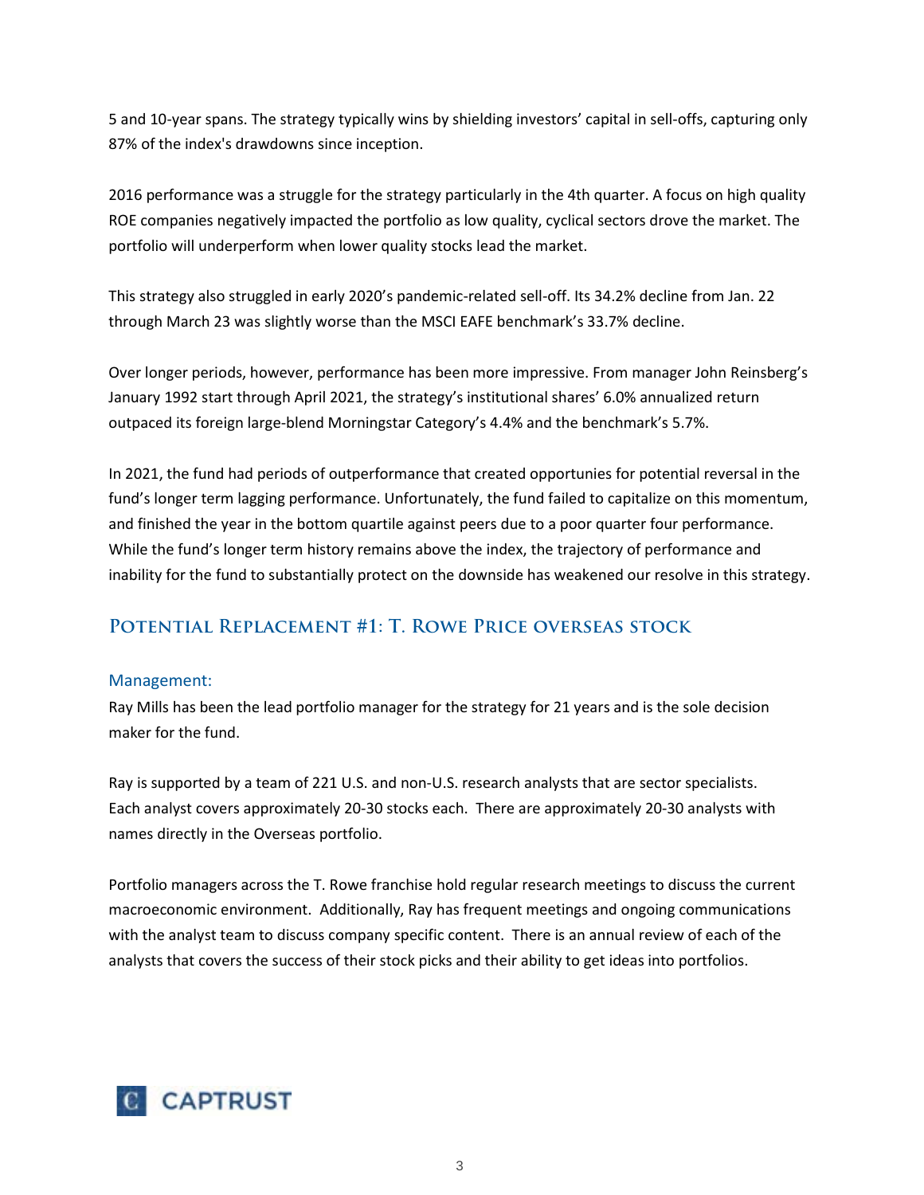5 and 10-year spans. The strategy typically wins by shielding investors' capital in sell-offs, capturing only 87% of the index's drawdowns since inception.

2016 performance was a struggle for the strategy particularly in the 4th quarter. A focus on high quality ROE companies negatively impacted the portfolio as low quality, cyclical sectors drove the market. The portfolio will underperform when lower quality stocks lead the market.

This strategy also struggled in early 2020's pandemic-related sell-off. Its 34.2% decline from Jan. 22 through March 23 was slightly worse than the MSCI EAFE benchmark's 33.7% decline.

Over longer periods, however, performance has been more impressive. From manager John Reinsberg's January 1992 start through April 2021, the strategy's institutional shares' 6.0% annualized return outpaced its foreign large-blend Morningstar Category's 4.4% and the benchmark's 5.7%.

In 2021, the fund had periods of outperformance that created opportunities for potential reversal in the fund's longer term lagging performance. Unfortunately, the fund failed to capitalize on this momentum, and finished the year in the bottom quartile against peers due to a poor quarter four performance. While the fund's longer term history remains above the index, the trajectory of performance and inability for the fund to substantially protect on the downside has weakened our resolve in this strategy.

## Potential Replacement #1: T. Rowe Price overseas stock

### Management:

Ray Mills has been the lead portfolio manager for the strategy for 21 years and is the sole decision maker for the fund.

Ray is supported by a team of 221 U.S. and non-U.S. research analysts that are sector specialists. Each analyst covers approximately 20-30 stocks each. There are approximately 20-30 analysts with names directly in the Overseas portfolio.

Portfolio managers across the T. Rowe franchise hold regular research meetings to discuss the current macroeconomic environment. Additionally, Ray has frequent meetings and ongoing communications with the analyst team to discuss company specific content. There is an annual review of each of the analysts that covers the success of their stock picks and their ability to get ideas into portfolios.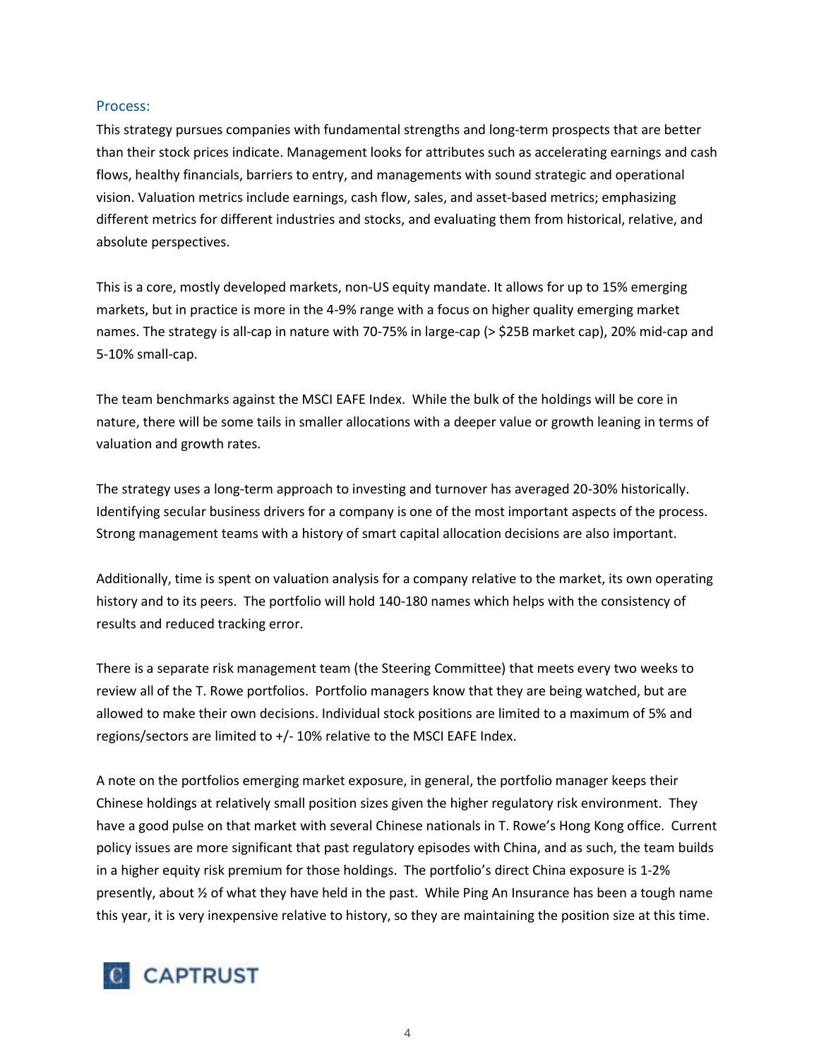## Process:

This strategy pursues companies with fundamental strengths and long-term prospects that are better than their stock prices indicate. Management looks for attributes such as accelerating earnings and cash flows, healthy financials, barriers to entry, and managements with sound strategic and operational vision. Valuation metrics include earnings, cash flow, sales, and asset-based metrics; emphasizing different metrics for different industries and stocks, and evaluating them from historical, relative, and absolute perspectives.

This is a core, mostly developed markets, non-US equity mandate. It allows for up to 15% emerging markets, but in practice is more in the 4-9% range with a focus on higher quality emerging market names. The strategy is all-cap in nature with 70-75% in large-cap (> $25B market cap), 20% mid-cap and 5-10% small-cap.

The team benchmarks against the MSCI EAFE Index. While the bulk of the holdings will be core in nature, there will be some tails in smaller allocations with a deeper value or growth leaning in terms of valuation and growth rates.

The strategy uses a long-term approach to investing and turnover has averaged 20-30% historically. Identifying secular business drivers for a company is one of the most important aspects of the process. Strong management teams with a history of smart capital allocation decisions are also important.

Additionally, time is spent on valuation analysis for a company relative to the market, its own operating history and to its peers. The portfolio will hold 140-180 names which helps with the consistency of results and reduced tracking error.

There is a separate risk management team (the Steering Committee) that meets every two weeks to review all of the T. Rowe portfolios. Portfolio managers know that they are being watched, but are allowed to make their own decisions. Individual stock positions are limited to a maximum of 5% and regions/sectors are limited to +/- 10% relative to the MSCI EAFE Index.

A note on the portfolios emerging market exposure, in general, the portfolio manager keeps their Chinese holdings at relatively small position sizes given the higher regulatory risk environment. They have a good pulse on that market with several Chinese nationals in T. Rowe's Hong Kong office. Current policy issues are more significant that past regulatory episodes with China, and as such, the team builds in a higher equity risk premium for those holdings. The portfolio's direct China exposure is 1-2% presently, about ½ of what they have held in the past. While Ping An Insurance has been a tough name this year, it is very inexpensive relative to history, so they are maintaining the position size at this time.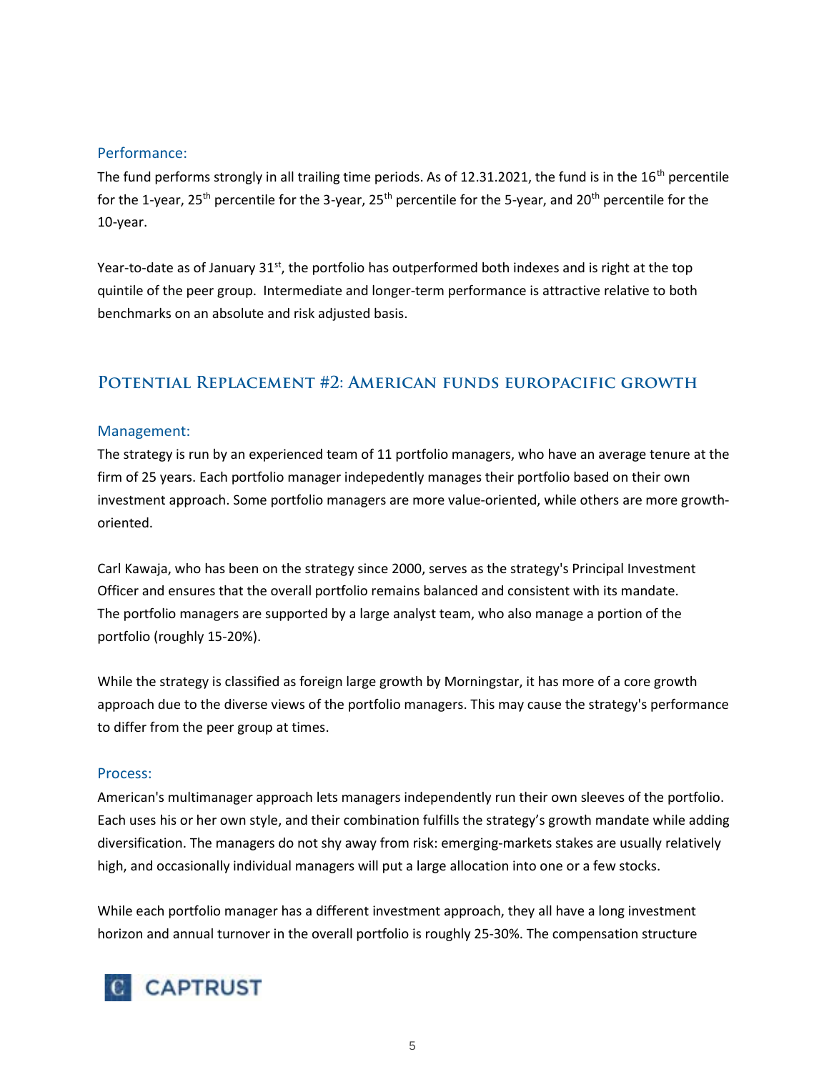### Performance:

The fund performs strongly in all trailing time periods. As of 12.31.2021, the fund is in the 16th percentile for the 1-year, 25th percentile for the 3-year, 25th percentile for the 5-year, and 20th percentile for the 10-year.

Year-to-date as of January 31st, the portfolio has outperformed both indexes and is right at the top quintile of the peer group. Intermediate and longer-term performance is attractive relative to both benchmarks on an absolute and risk adjusted basis.

## Potential Replacement #2: American funds europacific growth

### Management:

The strategy is run by an experienced team of 11 portfolio managers, who have an average tenure at the firm of 25 years. Each portfolio manager indepedently manages their portfolio based on their own investment approach. Some portfolio managers are more value-oriented, while others are more growth-oriented.

Carl Kawaja, who has been on the strategy since 2000, serves as the strategy's Principal Investment Officer and ensures that the overall portfolio remains balanced and consistent with its mandate. The portfolio managers are supported by a large analyst team, who also manage a portion of the portfolio (roughly 15-20%).

While the strategy is classified as foreign large growth by Morningstar, it has more of a core growth approach due to the diverse views of the portfolio managers. This may cause the strategy's performance to differ from the peer group at times.

### Process:

American's multimanager approach lets managers independently run their own sleeves of the portfolio. Each uses his or her own style, and their combination fulfills the strategy's growth mandate while adding diversification. The managers do not shy away from risk: emerging-markets stakes are usually relatively high, and occasionally individual managers will put a large allocation into one or a few stocks.

While each portfolio manager has a different investment approach, they all have a long investment horizon and annual turnover in the overall portfolio is roughly 25-30%. The compensation structure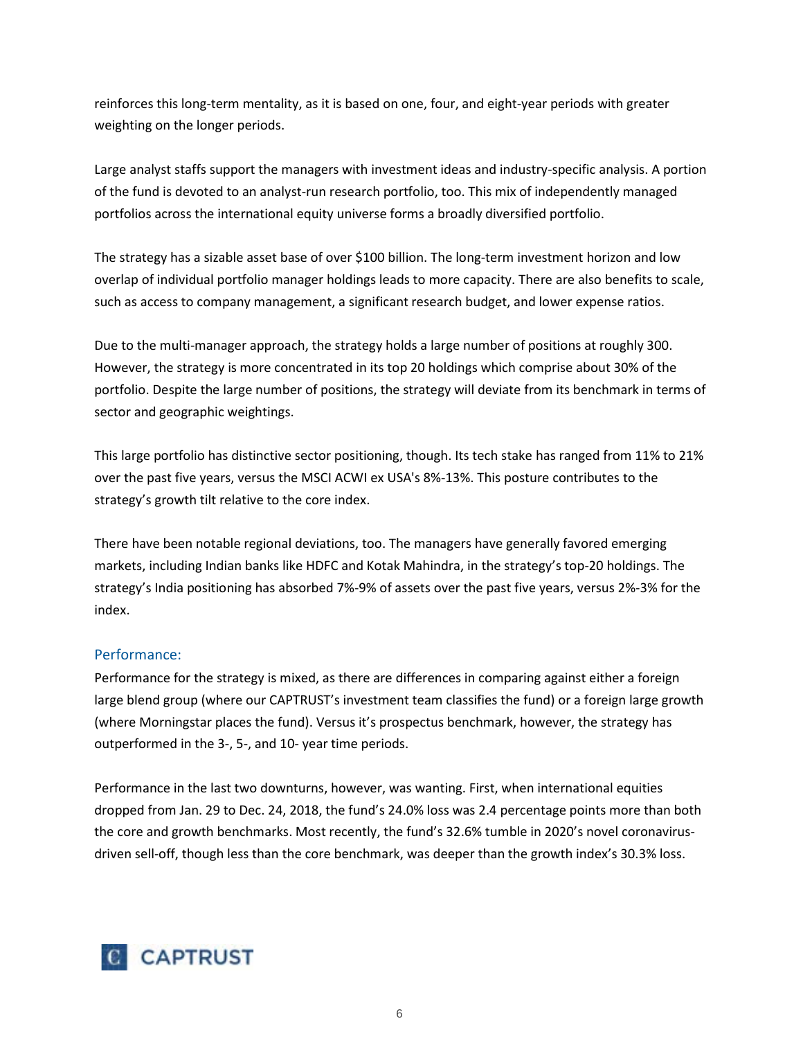reinforces this long-term mentality, as it is based on one, four, and eight-year periods with greater weighting on the longer periods.

Large analyst staffs support the managers with investment ideas and industry-specific analysis. A portion of the fund is devoted to an analyst-run research portfolio, too. This mix of independently managed portfolios across the international equity universe forms a broadly diversified portfolio.

The strategy has a sizable asset base of over $100 billion. The long-term investment horizon and low overlap of individual portfolio manager holdings leads to more capacity. There are also benefits to scale, such as access to company management, a significant research budget, and lower expense ratios.

Due to the multi-manager approach, the strategy holds a large number of positions at roughly 300. However, the strategy is more concentrated in its top 20 holdings which comprise about 30% of the portfolio. Despite the large number of positions, the strategy will deviate from its benchmark in terms of sector and geographic weightings.

This large portfolio has distinctive sector positioning, though. Its tech stake has ranged from 11% to 21% over the past five years, versus the MSCI ACWI ex USA's 8%-13%. This posture contributes to the strategy's growth tilt relative to the core index.

There have been notable regional deviations, too. The managers have generally favored emerging markets, including Indian banks like HDFC and Kotak Mahindra, in the strategy's top-20 holdings. The strategy's India positioning has absorbed 7%-9% of assets over the past five years, versus 2%-3% for the index.

## Performance:

Performance for the strategy is mixed, as there are differences in comparing against either a foreign large blend group (where our CAPTRUST's investment team classifies the fund) or a foreign large growth (where Morningstar places the fund). Versus it's prospectus benchmark, however, the strategy has outperformed in the 3-, 5-, and 10- year time periods.

Performance in the last two downturns, however, was wanting. First, when international equities dropped from Jan. 29 to Dec. 24, 2018, the fund's 24.0% loss was 2.4 percentage points more than both the core and growth benchmarks. Most recently, the fund's 32.6% tumble in 2020's novel coronavirus-driven sell-off, though less than the core benchmark, was deeper than the growth index's 30.3% loss.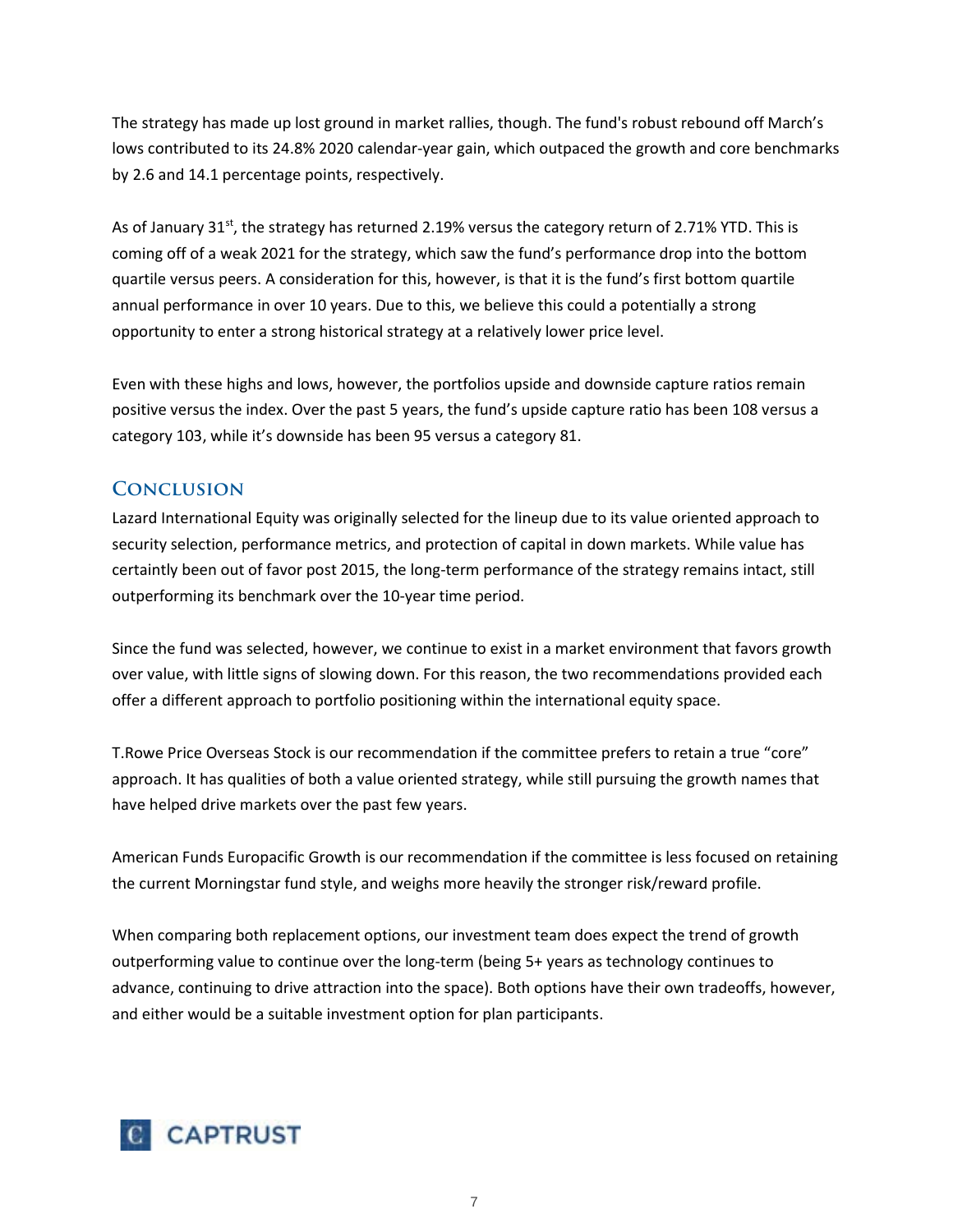The strategy has made up lost ground in market rallies, though. The fund's robust rebound off March's lows contributed to its 24.8% 2020 calendar-year gain, which outpaced the growth and core benchmarks by 2.6 and 14.1 percentage points, respectively.

As of January 31st, the strategy has returned 2.19% versus the category return of 2.71% YTD. This is coming off of a weak 2021 for the strategy, which saw the fund's performance drop into the bottom quartile versus peers. A consideration for this, however, is that it is the fund's first bottom quartile annual performance in over 10 years. Due to this, we believe this could a potentially a strong opportunity to enter a strong historical strategy at a relatively lower price level.

Even with these highs and lows, however, the portfolios upside and downside capture ratios remain positive versus the index. Over the past 5 years, the fund's upside capture ratio has been 108 versus a category 103, while it's downside has been 95 versus a category 81.

## Conclusion

Lazard International Equity was originally selected for the lineup due to its value oriented approach to security selection, performance metrics, and protection of capital in down markets. While value has certaintly been out of favor post 2015, the long-term performance of the strategy remains intact, still outperforming its benchmark over the 10-year time period.

Since the fund was selected, however, we continue to exist in a market environment that favors growth over value, with little signs of slowing down. For this reason, the two recommendations provided each offer a different approach to portfolio positioning within the international equity space.

T.Rowe Price Overseas Stock is our recommendation if the committee prefers to retain a true "core" approach. It has qualities of both a value oriented strategy, while still pursuing the growth names that have helped drive markets over the past few years.

American Funds Europacific Growth is our recommendation if the committee is less focused on retaining the current Morningstar fund style, and weighs more heavily the stronger risk/reward profile.

When comparing both replacement options, our investment team does expect the trend of growth outperforming value to continue over the long-term (being 5+ years as technology continues to advance, continuing to drive attraction into the space). Both options have their own tradeoffs, however, and either would be a suitable investment option for plan participants.

CAPTRUST